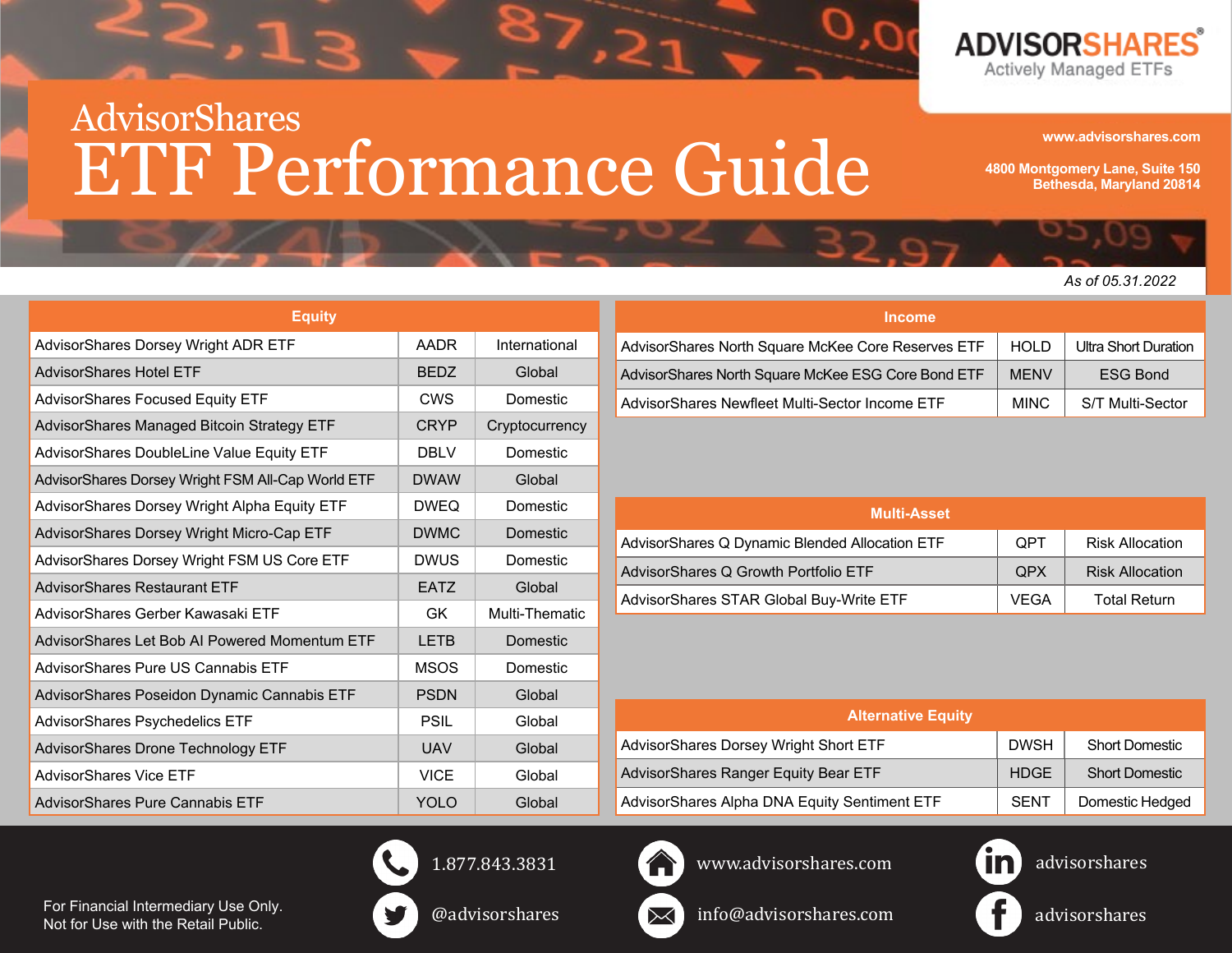ADVISORSHARES®
Actively Managed ETFs

# AdvisorShares ETF Performance Guide

www.advisorshares.com

4800 Montgomery Lane, Suite 150
Bethesda, Maryland 20814

*As of 05.31.2022*

| Equity | | |
|---|---|---|
| AdvisorShares Dorsey Wright ADR ETF | AADR | International |
| AdvisorShares Hotel ETF | BEDZ | Global |
| AdvisorShares Focused Equity ETF | CWS | Domestic |
| AdvisorShares Managed Bitcoin Strategy ETF | CRYP | Cryptocurrency |
| AdvisorShares DoubleLine Value Equity ETF | DBLV | Domestic |
| AdvisorShares Dorsey Wright FSM All-Cap World ETF | DWAW | Global |
| AdvisorShares Dorsey Wright Alpha Equity ETF | DWEQ | Domestic |
| AdvisorShares Dorsey Wright Micro-Cap ETF | DWMC | Domestic |
| AdvisorShares Dorsey Wright FSM US Core ETF | DWUS | Domestic |
| AdvisorShares Restaurant ETF | EATZ | Global |
| AdvisorShares Gerber Kawasaki ETF | GK | Multi-Thematic |
| AdvisorShares Let Bob AI Powered Momentum ETF | LETB | Domestic |
| AdvisorShares Pure US Cannabis ETF | MSOS | Domestic |
| AdvisorShares Poseidon Dynamic Cannabis ETF | PSDN | Global |
| AdvisorShares Psychedelics ETF | PSIL | Global |
| AdvisorShares Drone Technology ETF | UAV | Global |
| AdvisorShares Vice ETF | VICE | Global |
| AdvisorShares Pure Cannabis ETF | YOLO | Global |

| Income | | |
|---|---|---|
| AdvisorShares North Square McKee Core Reserves ETF | HOLD | Ultra Short Duration |
| AdvisorShares North Square McKee ESG Core Bond ETF | MENV | ESG Bond |
| AdvisorShares Newfleet Multi-Sector Income ETF | MINC | S/T Multi-Sector |

| Multi-Asset | | |
|---|---|---|
| AdvisorShares Q Dynamic Blended Allocation ETF | QPT | Risk Allocation |
| AdvisorShares Q Growth Portfolio ETF | QPX | Risk Allocation |
| AdvisorShares STAR Global Buy-Write ETF | VEGA | Total Return |

| Alternative Equity | | |
|---|---|---|
| AdvisorShares Dorsey Wright Short ETF | DWSH | Short Domestic |
| AdvisorShares Ranger Equity Bear ETF | HDGE | Short Domestic |
| AdvisorShares Alpha DNA Equity Sentiment ETF | SENT | Domestic Hedged |

For Financial Intermediary Use Only.
Not for Use with the Retail Public.

1.877.843.3831

@advisorshares

www.advisorshares.com

info@advisorshares.com

advisorshares

advisorshares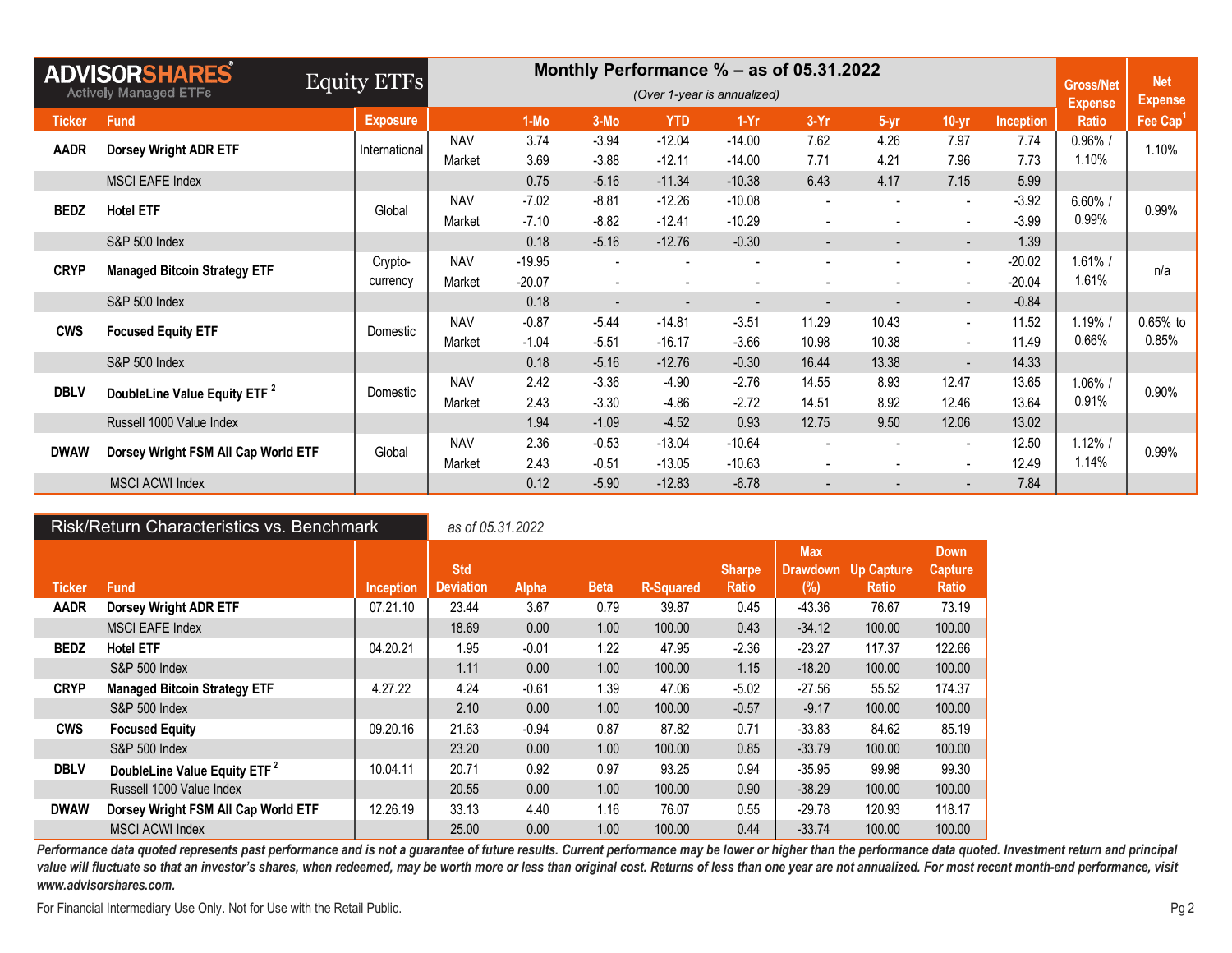# ADVISORSHARES Actively Managed ETFs — Equity ETFs

## Monthly Performance % – as of 05.31.2022

*(Over 1-year is annualized)*

| Ticker | Fund | Exposure | | 1-Mo | 3-Mo | YTD | 1-Yr | 3-Yr | 5-yr | 10-yr | Inception | Gross/Net Expense Ratio | Net Expense Fee Cap[1] |
|---|---|---|---|---|---|---|---|---|---|---|---|---|---|
| AADR | Dorsey Wright ADR ETF | International | NAV | 3.74 | -3.94 | -12.04 | -14.00 | 7.62 | 4.26 | 7.97 | 7.74 | 0.96% / 1.10% | 1.10% |
| | | | Market | 3.69 | -3.88 | -12.11 | -14.00 | 7.71 | 4.21 | 7.96 | 7.73 | | |
| | MSCI EAFE Index | | | 0.75 | -5.16 | -11.34 | -10.38 | 6.43 | 4.17 | 7.15 | 5.99 | | |
| BEDZ | Hotel ETF | Global | NAV | -7.02 | -8.81 | -12.26 | -10.08 | - | - | - | -3.92 | 6.60% / 0.99% | 0.99% |
| | | | Market | -7.10 | -8.82 | -12.41 | -10.29 | - | - | - | -3.99 | | |
| | S&P 500 Index | | | 0.18 | -5.16 | -12.76 | -0.30 | - | - | - | 1.39 | | |
| CRYP | Managed Bitcoin Strategy ETF | Crypto-currency | NAV | -19.95 | - | - | - | - | - | - | -20.02 | 1.61% / 1.61% | n/a |
| | | | Market | -20.07 | - | - | - | - | - | - | -20.04 | | |
| | S&P 500 Index | | | 0.18 | - | - | - | - | - | - | -0.84 | | |
| CWS | Focused Equity ETF | Domestic | NAV | -0.87 | -5.44 | -14.81 | -3.51 | 11.29 | 10.43 | - | 11.52 | 1.19% / 0.66% | 0.65% to 0.85% |
| | | | Market | -1.04 | -5.51 | -16.17 | -3.66 | 10.98 | 10.38 | - | 11.49 | | |
| | S&P 500 Index | | | 0.18 | -5.16 | -12.76 | -0.30 | 16.44 | 13.38 | - | 14.33 | | |
| DBLV | DoubleLine Value Equity ETF[2] | Domestic | NAV | 2.42 | -3.36 | -4.90 | -2.76 | 14.55 | 8.93 | 12.47 | 13.65 | 1.06% / 0.91% | 0.90% |
| | | | Market | 2.43 | -3.30 | -4.86 | -2.72 | 14.51 | 8.92 | 12.46 | 13.64 | | |
| | Russell 1000 Value Index | | | 1.94 | -1.09 | -4.52 | 0.93 | 12.75 | 9.50 | 12.06 | 13.02 | | |
| DWAW | Dorsey Wright FSM All Cap World ETF | Global | NAV | 2.36 | -0.53 | -13.04 | -10.64 | - | - | - | 12.50 | 1.12% / 1.14% | 0.99% |
| | | | Market | 2.43 | -0.51 | -13.05 | -10.63 | - | - | - | 12.49 | | |
| | MSCI ACWI Index | | | 0.12 | -5.90 | -12.83 | -6.78 | - | - | - | 7.84 | | |

## Risk/Return Characteristics vs. Benchmark

*as of 05.31.2022*

| Ticker | Fund | Inception | Std Deviation | Alpha | Beta | R-Squared | Sharpe Ratio | Max Drawdown (%) | Up Capture Ratio | Down Capture Ratio |
|---|---|---|---|---|---|---|---|---|---|---|
| AADR | Dorsey Wright ADR ETF | 07.21.10 | 23.44 | 3.67 | 0.79 | 39.87 | 0.45 | -43.36 | 76.67 | 73.19 |
| | MSCI EAFE Index | | 18.69 | 0.00 | 1.00 | 100.00 | 0.43 | -34.12 | 100.00 | 100.00 |
| BEDZ | Hotel ETF | 04.20.21 | 1.95 | -0.01 | 1.22 | 47.95 | -2.36 | -23.27 | 117.37 | 122.66 |
| | S&P 500 Index | | 1.11 | 0.00 | 1.00 | 100.00 | 1.15 | -18.20 | 100.00 | 100.00 |
| CRYP | Managed Bitcoin Strategy ETF | 4.27.22 | 4.24 | -0.61 | 1.39 | 47.06 | -5.02 | -27.56 | 55.52 | 174.37 |
| | S&P 500 Index | | 2.10 | 0.00 | 1.00 | 100.00 | -0.57 | -9.17 | 100.00 | 100.00 |
| CWS | Focused Equity | 09.20.16 | 21.63 | -0.94 | 0.87 | 87.82 | 0.71 | -33.83 | 84.62 | 85.19 |
| | S&P 500 Index | | 23.20 | 0.00 | 1.00 | 100.00 | 0.85 | -33.79 | 100.00 | 100.00 |
| DBLV | DoubleLine Value Equity ETF[2] | 10.04.11 | 20.71 | 0.92 | 0.97 | 93.25 | 0.94 | -35.95 | 99.98 | 99.30 |
| | Russell 1000 Value Index | | 20.55 | 0.00 | 1.00 | 100.00 | 0.90 | -38.29 | 100.00 | 100.00 |
| DWAW | Dorsey Wright FSM All Cap World ETF | 12.26.19 | 33.13 | 4.40 | 1.16 | 76.07 | 0.55 | -29.78 | 120.93 | 118.17 |
| | MSCI ACWI Index | | 25.00 | 0.00 | 1.00 | 100.00 | 0.44 | -33.74 | 100.00 | 100.00 |

***Performance data quoted represents past performance and is not a guarantee of future results. Current performance may be lower or higher than the performance data quoted. Investment return and principal value will fluctuate so that an investor's shares, when redeemed, may be worth more or less than original cost. Returns of less than one year are not annualized. For most recent month-end performance, visit www.advisorshares.com.***

For Financial Intermediary Use Only. Not for Use with the Retail Public.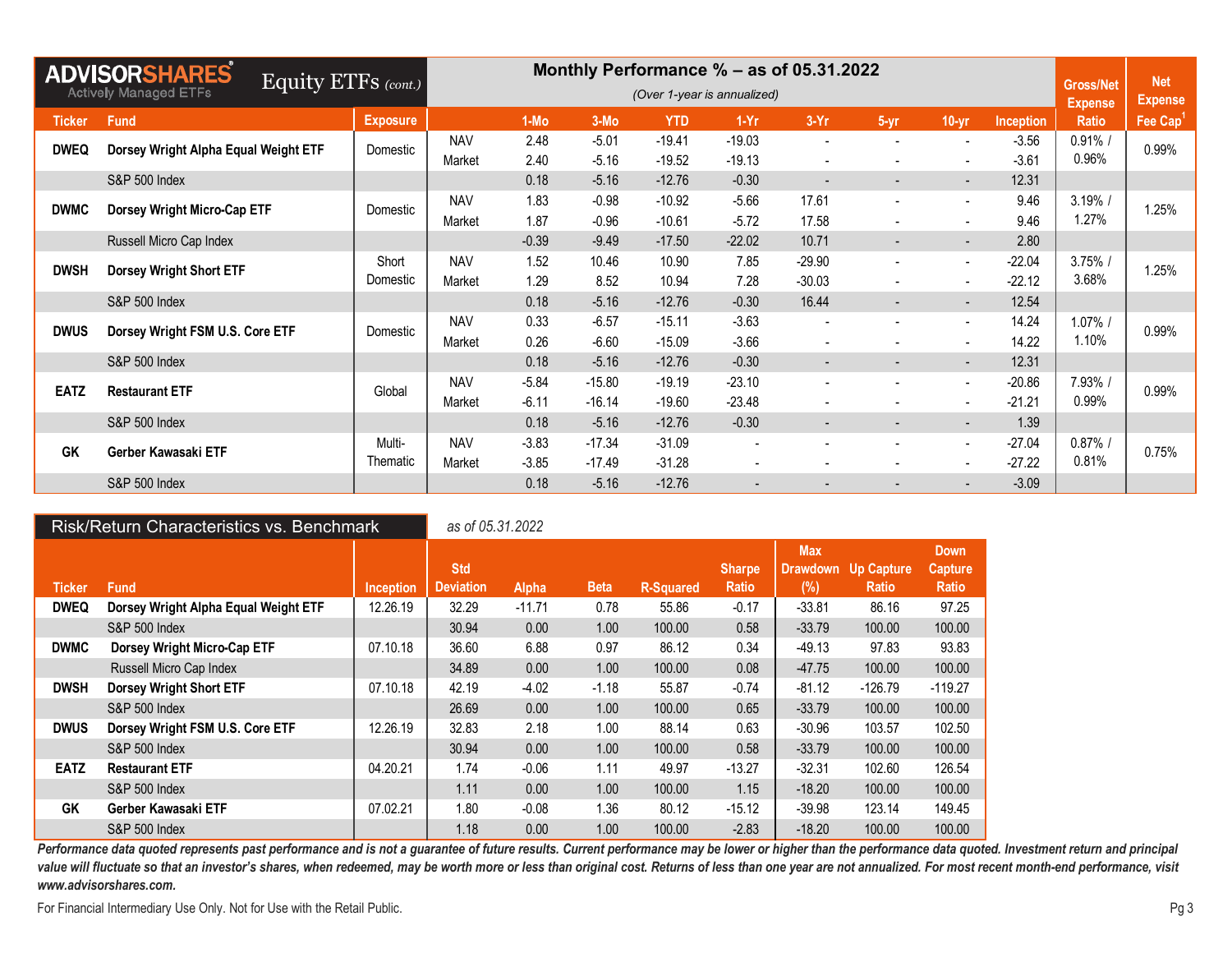# ADVISORSHARES Actively Managed ETFs — Equity ETFs (cont.)

## Monthly Performance % – as of 05.31.2022

*(Over 1-year is annualized)*

| Ticker | Fund | Exposure | | 1-Mo | 3-Mo | YTD | 1-Yr | 3-Yr | 5-yr | 10-yr | Inception | Gross/Net Expense Ratio | Net Expense Fee Cap[1] |
|---|---|---|---|---|---|---|---|---|---|---|---|---|---|
| DWEQ | Dorsey Wright Alpha Equal Weight ETF | Domestic | NAV | 2.48 | -5.01 | -19.41 | -19.03 | - | - | - | -3.56 | 0.91% / 0.96% | 0.99% |
| | | | Market | 2.40 | -5.16 | -19.52 | -19.13 | - | - | - | -3.61 | | |
| | S&P 500 Index | | | 0.18 | -5.16 | -12.76 | -0.30 | - | - | - | 12.31 | | |
| DWMC | Dorsey Wright Micro-Cap ETF | Domestic | NAV | 1.83 | -0.98 | -10.92 | -5.66 | 17.61 | - | - | 9.46 | 3.19% / 1.27% | 1.25% |
| | | | Market | 1.87 | -0.96 | -10.61 | -5.72 | 17.58 | - | - | 9.46 | | |
| | Russell Micro Cap Index | | | -0.39 | -9.49 | -17.50 | -22.02 | 10.71 | - | - | 2.80 | | |
| DWSH | Dorsey Wright Short ETF | Short Domestic | NAV | 1.52 | 10.46 | 10.90 | 7.85 | -29.90 | - | - | -22.04 | 3.75% / 3.68% | 1.25% |
| | | | Market | 1.29 | 8.52 | 10.94 | 7.28 | -30.03 | - | - | -22.12 | | |
| | S&P 500 Index | | | 0.18 | -5.16 | -12.76 | -0.30 | 16.44 | - | - | 12.54 | | |
| DWUS | Dorsey Wright FSM U.S. Core ETF | Domestic | NAV | 0.33 | -6.57 | -15.11 | -3.63 | - | - | - | 14.24 | 1.07% / 1.10% | 0.99% |
| | | | Market | 0.26 | -6.60 | -15.09 | -3.66 | - | - | - | 14.22 | | |
| | S&P 500 Index | | | 0.18 | -5.16 | -12.76 | -0.30 | - | - | - | 12.31 | | |
| EATZ | Restaurant ETF | Global | NAV | -5.84 | -15.80 | -19.19 | -23.10 | - | - | - | -20.86 | 7.93% / 0.99% | 0.99% |
| | | | Market | -6.11 | -16.14 | -19.60 | -23.48 | - | - | - | -21.21 | | |
| | S&P 500 Index | | | 0.18 | -5.16 | -12.76 | -0.30 | - | - | - | 1.39 | | |
| GK | Gerber Kawasaki ETF | Multi-Thematic | NAV | -3.83 | -17.34 | -31.09 | - | - | - | - | -27.04 | 0.87% / 0.81% | 0.75% |
| | | | Market | -3.85 | -17.49 | -31.28 | - | - | - | - | -27.22 | | |
| | S&P 500 Index | | | 0.18 | -5.16 | -12.76 | - | - | - | - | -3.09 | | |

## Risk/Return Characteristics vs. Benchmark

*as of 05.31.2022*

| Ticker | Fund | Inception | Std Deviation | Alpha | Beta | R-Squared | Sharpe Ratio | Max Drawdown (%) | Up Capture Ratio | Down Capture Ratio |
|---|---|---|---|---|---|---|---|---|---|---|
| DWEQ | Dorsey Wright Alpha Equal Weight ETF | 12.26.19 | 32.29 | -11.71 | 0.78 | 55.86 | -0.17 | -33.81 | 86.16 | 97.25 |
| | S&P 500 Index | | 30.94 | 0.00 | 1.00 | 100.00 | 0.58 | -33.79 | 100.00 | 100.00 |
| DWMC | Dorsey Wright Micro-Cap ETF | 07.10.18 | 36.60 | 6.88 | 0.97 | 86.12 | 0.34 | -49.13 | 97.83 | 93.83 |
| | Russell Micro Cap Index | | 34.89 | 0.00 | 1.00 | 100.00 | 0.08 | -47.75 | 100.00 | 100.00 |
| DWSH | Dorsey Wright Short ETF | 07.10.18 | 42.19 | -4.02 | -1.18 | 55.87 | -0.74 | -81.12 | -126.79 | -119.27 |
| | S&P 500 Index | | 26.69 | 0.00 | 1.00 | 100.00 | 0.65 | -33.79 | 100.00 | 100.00 |
| DWUS | Dorsey Wright FSM U.S. Core ETF | 12.26.19 | 32.83 | 2.18 | 1.00 | 88.14 | 0.63 | -30.96 | 103.57 | 102.50 |
| | S&P 500 Index | | 30.94 | 0.00 | 1.00 | 100.00 | 0.58 | -33.79 | 100.00 | 100.00 |
| EATZ | Restaurant ETF | 04.20.21 | 1.74 | -0.06 | 1.11 | 49.97 | -13.27 | -32.31 | 102.60 | 126.54 |
| | S&P 500 Index | | 1.11 | 0.00 | 1.00 | 100.00 | 1.15 | -18.20 | 100.00 | 100.00 |
| GK | Gerber Kawasaki ETF | 07.02.21 | 1.80 | -0.08 | 1.36 | 80.12 | -15.12 | -39.98 | 123.14 | 149.45 |
| | S&P 500 Index | | 1.18 | 0.00 | 1.00 | 100.00 | -2.83 | -18.20 | 100.00 | 100.00 |

***Performance data quoted represents past performance and is not a guarantee of future results. Current performance may be lower or higher than the performance data quoted. Investment return and principal value will fluctuate so that an investor's shares, when redeemed, may be worth more or less than original cost. Returns of less than one year are not annualized. For most recent month-end performance, visit www.advisorshares.com.***

For Financial Intermediary Use Only. Not for Use with the Retail Public.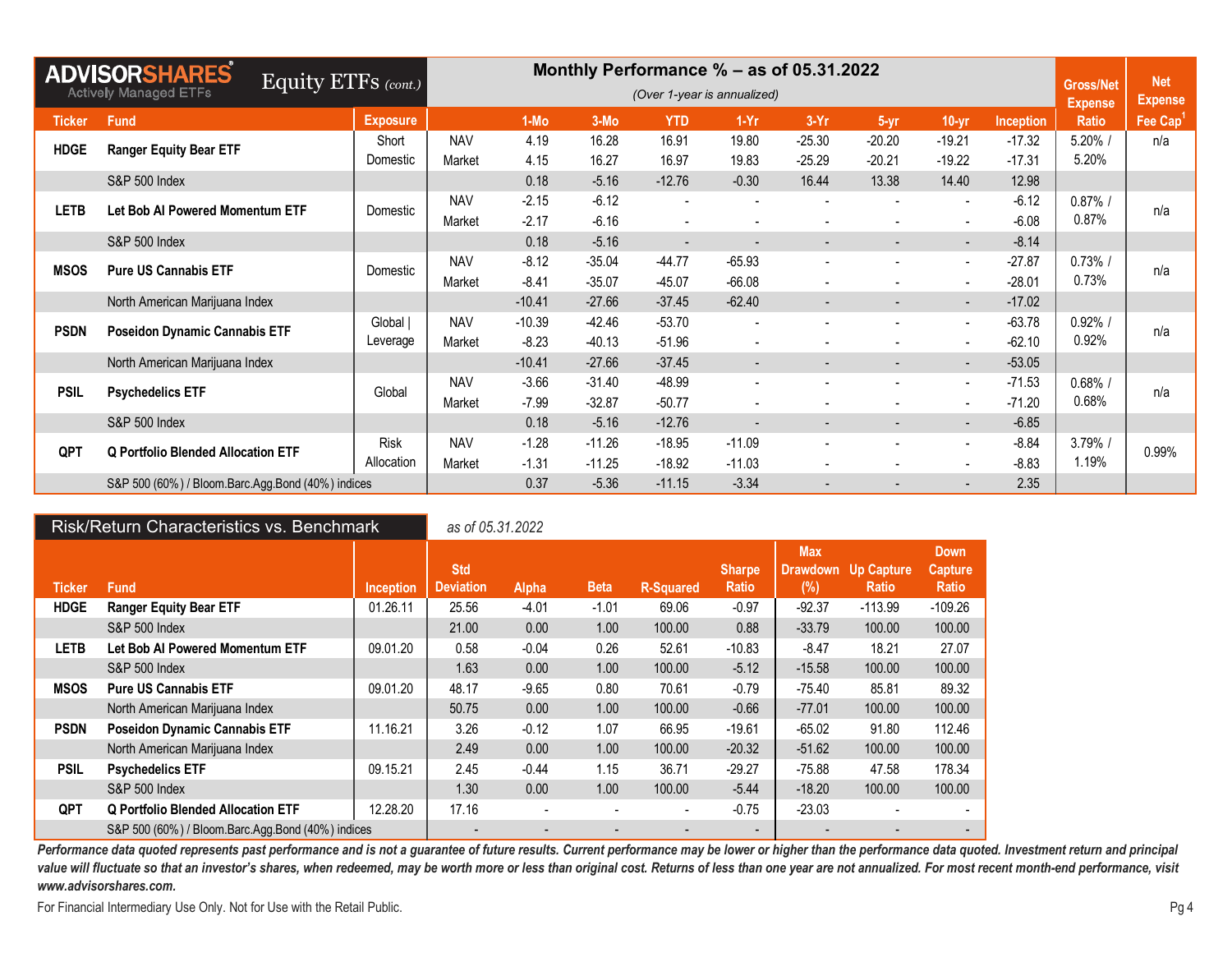# ADVISORSHARES Actively Managed ETFs — Equity ETFs *(cont.)*

## Monthly Performance % – as of 05.31.2022

*(Over 1-year is annualized)*

| Ticker | Fund | Exposure | | 1-Mo | 3-Mo | YTD | 1-Yr | 3-Yr | 5-yr | 10-yr | Inception | Gross/Net Expense Ratio | Net Expense Fee Cap[1] |
|---|---|---|---|---|---|---|---|---|---|---|---|---|---|
| HDGE | Ranger Equity Bear ETF | Short Domestic | NAV | 4.19 | 16.28 | 16.91 | 19.80 | -25.30 | -20.20 | -19.21 | -17.32 | 5.20% / 5.20% | n/a |
| | | | Market | 4.15 | 16.27 | 16.97 | 19.83 | -25.29 | -20.21 | -19.22 | -17.31 | | |
| | S&P 500 Index | | | 0.18 | -5.16 | -12.76 | -0.30 | 16.44 | 13.38 | 14.40 | 12.98 | | |
| LETB | Let Bob AI Powered Momentum ETF | Domestic | NAV | -2.15 | -6.12 | - | - | - | - | - | -6.12 | 0.87% / 0.87% | n/a |
| | | | Market | -2.17 | -6.16 | - | - | - | - | - | -6.08 | | |
| | S&P 500 Index | | | 0.18 | -5.16 | - | - | - | - | - | -8.14 | | |
| MSOS | Pure US Cannabis ETF | Domestic | NAV | -8.12 | -35.04 | -44.77 | -65.93 | - | - | - | -27.87 | 0.73% / 0.73% | n/a |
| | | | Market | -8.41 | -35.07 | -45.07 | -66.08 | - | - | - | -28.01 | | |
| | North American Marijuana Index | | | -10.41 | -27.66 | -37.45 | -62.40 | - | - | - | -17.02 | | |
| PSDN | Poseidon Dynamic Cannabis ETF | Global \| Leverage | NAV | -10.39 | -42.46 | -53.70 | - | - | - | - | -63.78 | 0.92% / 0.92% | n/a |
| | | | Market | -8.23 | -40.13 | -51.96 | - | - | - | - | -62.10 | | |
| | North American Marijuana Index | | | -10.41 | -27.66 | -37.45 | - | - | - | - | -53.05 | | |
| PSIL | Psychedelics ETF | Global | NAV | -3.66 | -31.40 | -48.99 | - | - | - | - | -71.53 | 0.68% / 0.68% | n/a |
| | | | Market | -7.99 | -32.87 | -50.77 | - | - | - | - | -71.20 | | |
| | S&P 500 Index | | | 0.18 | -5.16 | -12.76 | - | - | - | - | -6.85 | | |
| QPT | Q Portfolio Blended Allocation ETF | Risk Allocation | NAV | -1.28 | -11.26 | -18.95 | -11.09 | - | - | - | -8.84 | 3.79% / 1.19% | 0.99% |
| | | | Market | -1.31 | -11.25 | -18.92 | -11.03 | - | - | - | -8.83 | | |
| | S&P 500 (60%) / Bloom.Barc.Agg.Bond (40%) indices | | | 0.37 | -5.36 | -11.15 | -3.34 | - | - | - | 2.35 | | |

## Risk/Return Characteristics vs. Benchmark

*as of 05.31.2022*

| Ticker | Fund | Inception | Std Deviation | Alpha | Beta | R-Squared | Sharpe Ratio | Max Drawdown (%) | Up Capture Ratio | Down Capture Ratio |
|---|---|---|---|---|---|---|---|---|---|---|
| HDGE | Ranger Equity Bear ETF | 01.26.11 | 25.56 | -4.01 | -1.01 | 69.06 | -0.97 | -92.37 | -113.99 | -109.26 |
| | S&P 500 Index | | 21.00 | 0.00 | 1.00 | 100.00 | 0.88 | -33.79 | 100.00 | 100.00 |
| LETB | Let Bob AI Powered Momentum ETF | 09.01.20 | 0.58 | -0.04 | 0.26 | 52.61 | -10.83 | -8.47 | 18.21 | 27.07 |
| | S&P 500 Index | | 1.63 | 0.00 | 1.00 | 100.00 | -5.12 | -15.58 | 100.00 | 100.00 |
| MSOS | Pure US Cannabis ETF | 09.01.20 | 48.17 | -9.65 | 0.80 | 70.61 | -0.79 | -75.40 | 85.81 | 89.32 |
| | North American Marijuana Index | | 50.75 | 0.00 | 1.00 | 100.00 | -0.66 | -77.01 | 100.00 | 100.00 |
| PSDN | Poseidon Dynamic Cannabis ETF | 11.16.21 | 3.26 | -0.12 | 1.07 | 66.95 | -19.61 | -65.02 | 91.80 | 112.46 |
| | North American Marijuana Index | | 2.49 | 0.00 | 1.00 | 100.00 | -20.32 | -51.62 | 100.00 | 100.00 |
| PSIL | Psychedelics ETF | 09.15.21 | 2.45 | -0.44 | 1.15 | 36.71 | -29.27 | -75.88 | 47.58 | 178.34 |
| | S&P 500 Index | | 1.30 | 0.00 | 1.00 | 100.00 | -5.44 | -18.20 | 100.00 | 100.00 |
| QPT | Q Portfolio Blended Allocation ETF | 12.28.20 | 17.16 | - | - | - | -0.75 | -23.03 | - | - |
| | S&P 500 (60%) / Bloom.Barc.Agg.Bond (40%) indices | | - | - | - | - | - | - | - | - |

***Performance data quoted represents past performance and is not a guarantee of future results. Current performance may be lower or higher than the performance data quoted. Investment return and principal value will fluctuate so that an investor's shares, when redeemed, may be worth more or less than original cost. Returns of less than one year are not annualized. For most recent month-end performance, visit www.advisorshares.com.***

For Financial Intermediary Use Only. Not for Use with the Retail Public.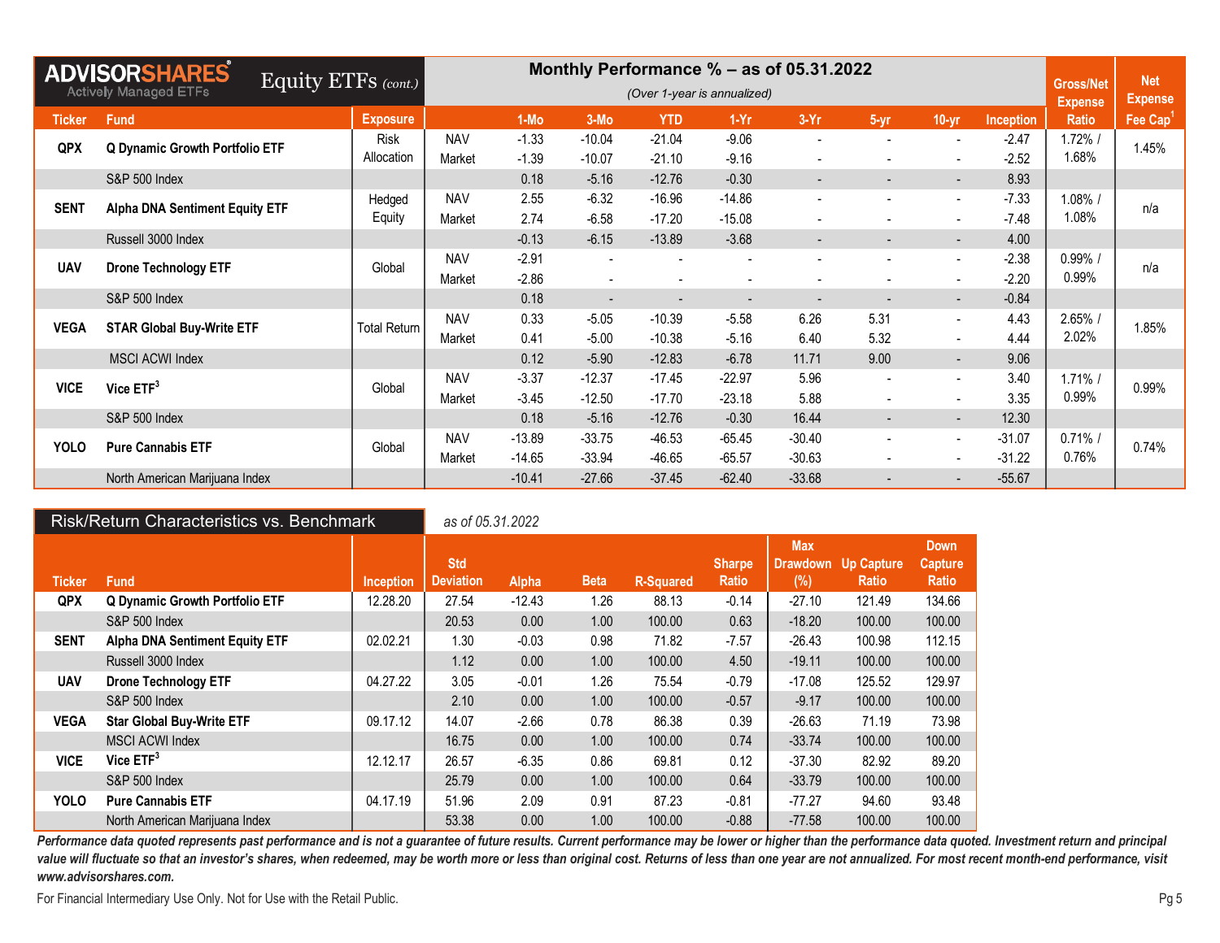# ADVISORSHARES Actively Managed ETFs — Equity ETFs *(cont.)*

## Monthly Performance % – as of 05.31.2022

*(Over 1-year is annualized)*

| Ticker | Fund | Exposure | | 1-Mo | 3-Mo | YTD | 1-Yr | 3-Yr | 5-yr | 10-yr | Inception | Gross/Net Expense Ratio | Net Expense Fee Cap[1] |
|---|---|---|---|---|---|---|---|---|---|---|---|---|---|
| QPX | Q Dynamic Growth Portfolio ETF | Risk Allocation | NAV | -1.33 | -10.04 | -21.04 | -9.06 | - | - | - | -2.47 | 1.72% / 1.68% | 1.45% |
| | | | Market | -1.39 | -10.07 | -21.10 | -9.16 | - | - | - | -2.52 | | |
| | S&P 500 Index | | | 0.18 | -5.16 | -12.76 | -0.30 | - | - | - | 8.93 | | |
| SENT | Alpha DNA Sentiment Equity ETF | Hedged Equity | NAV | 2.55 | -6.32 | -16.96 | -14.86 | - | - | - | -7.33 | 1.08% / 1.08% | n/a |
| | | | Market | 2.74 | -6.58 | -17.20 | -15.08 | - | - | - | -7.48 | | |
| | Russell 3000 Index | | | -0.13 | -6.15 | -13.89 | -3.68 | - | - | - | 4.00 | | |
| UAV | Drone Technology ETF | Global | NAV | -2.91 | - | - | - | - | - | - | -2.38 | 0.99% / 0.99% | n/a |
| | | | Market | -2.86 | - | - | - | - | - | - | -2.20 | | |
| | S&P 500 Index | | | 0.18 | - | - | - | - | - | - | -0.84 | | |
| VEGA | STAR Global Buy-Write ETF | Total Return | NAV | 0.33 | -5.05 | -10.39 | -5.58 | 6.26 | 5.31 | - | 4.43 | 2.65% / 2.02% | 1.85% |
| | | | Market | 0.41 | -5.00 | -10.38 | -5.16 | 6.40 | 5.32 | - | 4.44 | | |
| | MSCI ACWI Index | | | 0.12 | -5.90 | -12.83 | -6.78 | 11.71 | 9.00 | - | 9.06 | | |
| VICE | Vice ETF[3] | Global | NAV | -3.37 | -12.37 | -17.45 | -22.97 | 5.96 | - | - | 3.40 | 1.71% / 0.99% | 0.99% |
| | | | Market | -3.45 | -12.50 | -17.70 | -23.18 | 5.88 | - | - | 3.35 | | |
| | S&P 500 Index | | | 0.18 | -5.16 | -12.76 | -0.30 | 16.44 | - | - | 12.30 | | |
| YOLO | Pure Cannabis ETF | Global | NAV | -13.89 | -33.75 | -46.53 | -65.45 | -30.40 | - | - | -31.07 | 0.71% / 0.76% | 0.74% |
| | | | Market | -14.65 | -33.94 | -46.65 | -65.57 | -30.63 | - | - | -31.22 | | |
| | North American Marijuana Index | | | -10.41 | -27.66 | -37.45 | -62.40 | -33.68 | - | - | -55.67 | | |

## Risk/Return Characteristics vs. Benchmark

*as of 05.31.2022*

| Ticker | Fund | Inception | Std Deviation | Alpha | Beta | R-Squared | Sharpe Ratio | Max Drawdown (%) | Up Capture Ratio | Down Capture Ratio |
|---|---|---|---|---|---|---|---|---|---|---|
| QPX | Q Dynamic Growth Portfolio ETF | 12.28.20 | 27.54 | -12.43 | 1.26 | 88.13 | -0.14 | -27.10 | 121.49 | 134.66 |
| | S&P 500 Index | | 20.53 | 0.00 | 1.00 | 100.00 | 0.63 | -18.20 | 100.00 | 100.00 |
| SENT | Alpha DNA Sentiment Equity ETF | 02.02.21 | 1.30 | -0.03 | 0.98 | 71.82 | -7.57 | -26.43 | 100.98 | 112.15 |
| | Russell 3000 Index | | 1.12 | 0.00 | 1.00 | 100.00 | 4.50 | -19.11 | 100.00 | 100.00 |
| UAV | Drone Technology ETF | 04.27.22 | 3.05 | -0.01 | 1.26 | 75.54 | -0.79 | -17.08 | 125.52 | 129.97 |
| | S&P 500 Index | | 2.10 | 0.00 | 1.00 | 100.00 | -0.57 | -9.17 | 100.00 | 100.00 |
| VEGA | Star Global Buy-Write ETF | 09.17.12 | 14.07 | -2.66 | 0.78 | 86.38 | 0.39 | -26.63 | 71.19 | 73.98 |
| | MSCI ACWI Index | | 16.75 | 0.00 | 1.00 | 100.00 | 0.74 | -33.74 | 100.00 | 100.00 |
| VICE | Vice ETF[3] | 12.12.17 | 26.57 | -6.35 | 0.86 | 69.81 | 0.12 | -37.30 | 82.92 | 89.20 |
| | S&P 500 Index | | 25.79 | 0.00 | 1.00 | 100.00 | 0.64 | -33.79 | 100.00 | 100.00 |
| YOLO | Pure Cannabis ETF | 04.17.19 | 51.96 | 2.09 | 0.91 | 87.23 | -0.81 | -77.27 | 94.60 | 93.48 |
| | North American Marijuana Index | | 53.38 | 0.00 | 1.00 | 100.00 | -0.88 | -77.58 | 100.00 | 100.00 |

***Performance data quoted represents past performance and is not a guarantee of future results. Current performance may be lower or higher than the performance data quoted. Investment return and principal value will fluctuate so that an investor's shares, when redeemed, may be worth more or less than original cost. Returns of less than one year are not annualized. For most recent month-end performance, visit www.advisorshares.com.***

For Financial Intermediary Use Only. Not for Use with the Retail Public.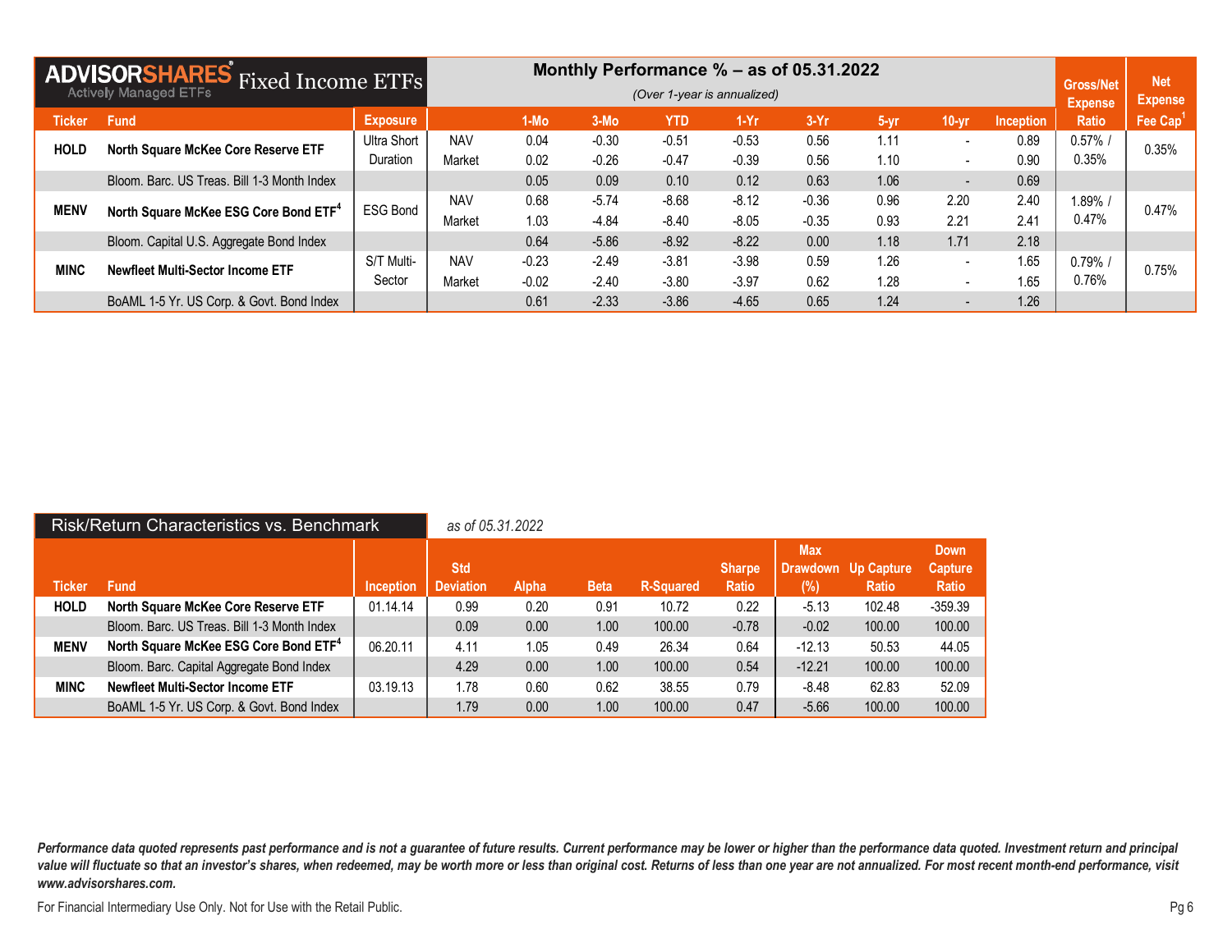## ADVISORSHARES Actively Managed ETFs — Fixed Income ETFs

### Monthly Performance % – as of 05.31.2022

*(Over 1-year is annualized)*

| Ticker | Fund | Exposure | | 1-Mo | 3-Mo | YTD | 1-Yr | 3-Yr | 5-yr | 10-yr | Inception | Gross/Net Expense Ratio | Net Expense Fee Cap[1] |
|---|---|---|---|---|---|---|---|---|---|---|---|---|---|
| HOLD | **North Square McKee Core Reserve ETF** | Ultra Short Duration | NAV | 0.04 | -0.30 | -0.51 | -0.53 | 0.56 | 1.11 | - | 0.89 | 0.57% / 0.35% | 0.35% |
| | | | Market | 0.02 | -0.26 | -0.47 | -0.39 | 0.56 | 1.10 | - | 0.90 | | |
| | Bloom. Barc. US Treas. Bill 1-3 Month Index | | | 0.05 | 0.09 | 0.10 | 0.12 | 0.63 | 1.06 | - | 0.69 | | |
| MENV | **North Square McKee ESG Core Bond ETF[4]** | ESG Bond | NAV | 0.68 | -5.74 | -8.68 | -8.12 | -0.36 | 0.96 | 2.20 | 2.40 | 1.89% / 0.47% | 0.47% |
| | | | Market | 1.03 | -4.84 | -8.40 | -8.05 | -0.35 | 0.93 | 2.21 | 2.41 | | |
| | Bloom. Capital U.S. Aggregate Bond Index | | | 0.64 | -5.86 | -8.92 | -8.22 | 0.00 | 1.18 | 1.71 | 2.18 | | |
| MINC | **Newfleet Multi-Sector Income ETF** | S/T Multi-Sector | NAV | -0.23 | -2.49 | -3.81 | -3.98 | 0.59 | 1.26 | - | 1.65 | 0.79% / 0.76% | 0.75% |
| | | | Market | -0.02 | -2.40 | -3.80 | -3.97 | 0.62 | 1.28 | - | 1.65 | | |
| | BoAML 1-5 Yr. US Corp. & Govt. Bond Index | | | 0.61 | -2.33 | -3.86 | -4.65 | 0.65 | 1.24 | - | 1.26 | | |

### Risk/Return Characteristics vs. Benchmark

*as of 05.31.2022*

| Ticker | Fund | Inception | Std Deviation | Alpha | Beta | R-Squared | Sharpe Ratio | Max Drawdown (%) | Up Capture Ratio | Down Capture Ratio |
|---|---|---|---|---|---|---|---|---|---|---|
| HOLD | **North Square McKee Core Reserve ETF** | 01.14.14 | 0.99 | 0.20 | 0.91 | 10.72 | 0.22 | -5.13 | 102.48 | -359.39 |
| | Bloom. Barc. US Treas. Bill 1-3 Month Index | | 0.09 | 0.00 | 1.00 | 100.00 | -0.78 | -0.02 | 100.00 | 100.00 |
| MENV | **North Square McKee ESG Core Bond ETF[4]** | 06.20.11 | 4.11 | 1.05 | 0.49 | 26.34 | 0.64 | -12.13 | 50.53 | 44.05 |
| | Bloom. Barc. Capital Aggregate Bond Index | | 4.29 | 0.00 | 1.00 | 100.00 | 0.54 | -12.21 | 100.00 | 100.00 |
| MINC | **Newfleet Multi-Sector Income ETF** | 03.19.13 | 1.78 | 0.60 | 0.62 | 38.55 | 0.79 | -8.48 | 62.83 | 52.09 |
| | BoAML 1-5 Yr. US Corp. & Govt. Bond Index | | 1.79 | 0.00 | 1.00 | 100.00 | 0.47 | -5.66 | 100.00 | 100.00 |

***Performance data quoted represents past performance and is not a guarantee of future results. Current performance may be lower or higher than the performance data quoted. Investment return and principal value will fluctuate so that an investor's shares, when redeemed, may be worth more or less than original cost. Returns of less than one year are not annualized. For most recent month-end performance, visit www.advisorshares.com.***

For Financial Intermediary Use Only. Not for Use with the Retail Public.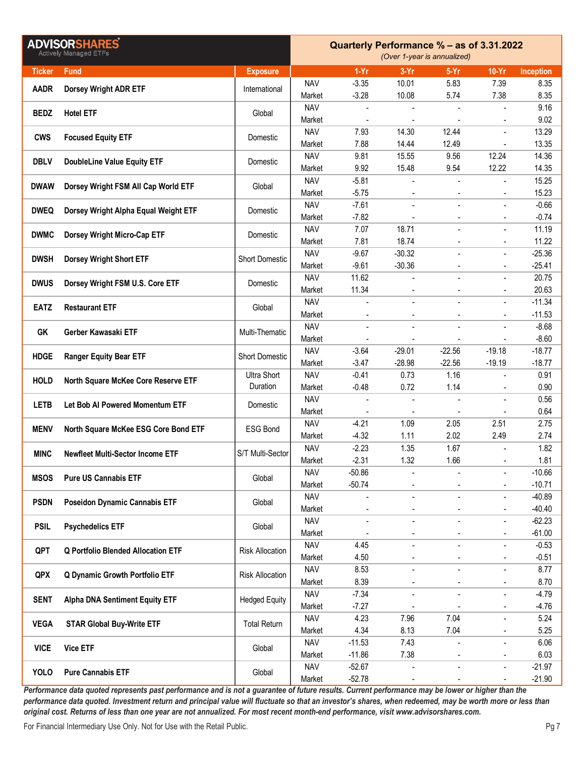**ADVISORSHARES** Actively Managed ETFs

## Quarterly Performance % – as of 3.31.2022

*(Over 1-year is annualized)*

| Ticker | Fund | Exposure | | 1-Yr | 3-Yr | 5-Yr | 10-Yr | Inception |
|---|---|---|---|---|---|---|---|---|
| AADR | Dorsey Wright ADR ETF | International | NAV | -3.35 | 10.01 | 5.83 | 7.39 | 8.35 |
| | | | Market | -3.28 | 10.08 | 5.74 | 7.38 | 8.35 |
| BEDZ | Hotel ETF | Global | NAV | - | - | - | - | 9.16 |
| | | | Market | - | - | - | - | 9.02 |
| CWS | Focused Equity ETF | Domestic | NAV | 7.93 | 14.30 | 12.44 | - | 13.29 |
| | | | Market | 7.88 | 14.44 | 12.49 | - | 13.35 |
| DBLV | DoubleLine Value Equity ETF | Domestic | NAV | 9.81 | 15.55 | 9.56 | 12.24 | 14.36 |
| | | | Market | 9.92 | 15.48 | 9.54 | 12.22 | 14.35 |
| DWAW | Dorsey Wright FSM All Cap World ETF | Global | NAV | -5.81 | - | - | - | 15.25 |
| | | | Market | -5.75 | - | - | - | 15.23 |
| DWEQ | Dorsey Wright Alpha Equal Weight ETF | Domestic | NAV | -7.61 | - | - | - | -0.66 |
| | | | Market | -7.82 | - | - | - | -0.74 |
| DWMC | Dorsey Wright Micro-Cap ETF | Domestic | NAV | 7.07 | 18.71 | - | - | 11.19 |
| | | | Market | 7.81 | 18.74 | - | - | 11.22 |
| DWSH | Dorsey Wright Short ETF | Short Domestic | NAV | -9.67 | -30.32 | - | - | -25.36 |
| | | | Market | -9.61 | -30.36 | - | - | -25.41 |
| DWUS | Dorsey Wright FSM U.S. Core ETF | Domestic | NAV | 11.62 | - | - | - | 20.75 |
| | | | Market | 11.34 | - | - | - | 20.63 |
| EATZ | Restaurant ETF | Global | NAV | - | - | - | - | -11.34 |
| | | | Market | - | - | - | - | -11.53 |
| GK | Gerber Kawasaki ETF | Multi-Thematic | NAV | - | - | - | - | -8.68 |
| | | | Market | - | - | - | - | -8.60 |
| HDGE | Ranger Equity Bear ETF | Short Domestic | NAV | -3.64 | -29.01 | -22.56 | -19.18 | -18.77 |
| | | | Market | -3.47 | -28.98 | -22.56 | -19.19 | -18.77 |
| HOLD | North Square McKee Core Reserve ETF | Ultra Short Duration | NAV | -0.41 | 0.73 | 1.16 | - | 0.91 |
| | | | Market | -0.48 | 0.72 | 1.14 | - | 0.90 |
| LETB | Let Bob AI Powered Momentum ETF | Domestic | NAV | - | - | - | - | 0.56 |
| | | | Market | - | - | - | - | 0.64 |
| MENV | North Square McKee ESG Core Bond ETF | ESG Bond | NAV | -4.21 | 1.09 | 2.05 | 2.51 | 2.75 |
| | | | Market | -4.32 | 1.11 | 2.02 | 2.49 | 2.74 |
| MINC | Newfleet Multi-Sector Income ETF | S/T Multi-Sector | NAV | -2.23 | 1.35 | 1.67 | - | 1.82 |
| | | | Market | -2.31 | 1.32 | 1.66 | - | 1.81 |
| MSOS | Pure US Cannabis ETF | Global | NAV | -50.86 | - | - | - | -10.66 |
| | | | Market | -50.74 | - | - | - | -10.71 |
| PSDN | Poseidon Dynamic Cannabis ETF | Global | NAV | - | - | - | - | -40.89 |
| | | | Market | - | - | - | - | -40.40 |
| PSIL | Psychedelics ETF | Global | NAV | - | - | - | - | -62.23 |
| | | | Market | - | - | - | - | -61.00 |
| QPT | Q Portfolio Blended Allocation ETF | Risk Allocation | NAV | 4.45 | - | - | - | -0.53 |
| | | | Market | 4.50 | - | - | - | -0.51 |
| QPX | Q Dynamic Growth Portfolio ETF | Risk Allocation | NAV | 8.53 | - | - | - | 8.77 |
| | | | Market | 8.39 | - | - | - | 8.70 |
| SENT | Alpha DNA Sentiment Equity ETF | Hedged Equity | NAV | -7.34 | - | - | - | -4.79 |
| | | | Market | -7.27 | - | - | - | -4.76 |
| VEGA | STAR Global Buy-Write ETF | Total Return | NAV | 4.23 | 7.96 | 7.04 | - | 5.24 |
| | | | Market | 4.34 | 8.13 | 7.04 | - | 5.25 |
| VICE | Vice ETF | Global | NAV | -11.53 | 7.43 | - | - | 6.06 |
| | | | Market | -11.86 | 7.38 | - | - | 6.03 |
| YOLO | Pure Cannabis ETF | Global | NAV | -52.67 | - | - | - | -21.97 |
| | | | Market | -52.78 | - | - | - | -21.90 |

***Performance data quoted represents past performance and is not a guarantee of future results. Current performance may be lower or higher than the performance data quoted. Investment return and principal value will fluctuate so that an investor's shares, when redeemed, may be worth more or less than original cost. Returns of less than one year are not annualized. For most recent month-end performance, visit www.advisorshares.com.***

For Financial Intermediary Use Only. Not for Use with the Retail Public.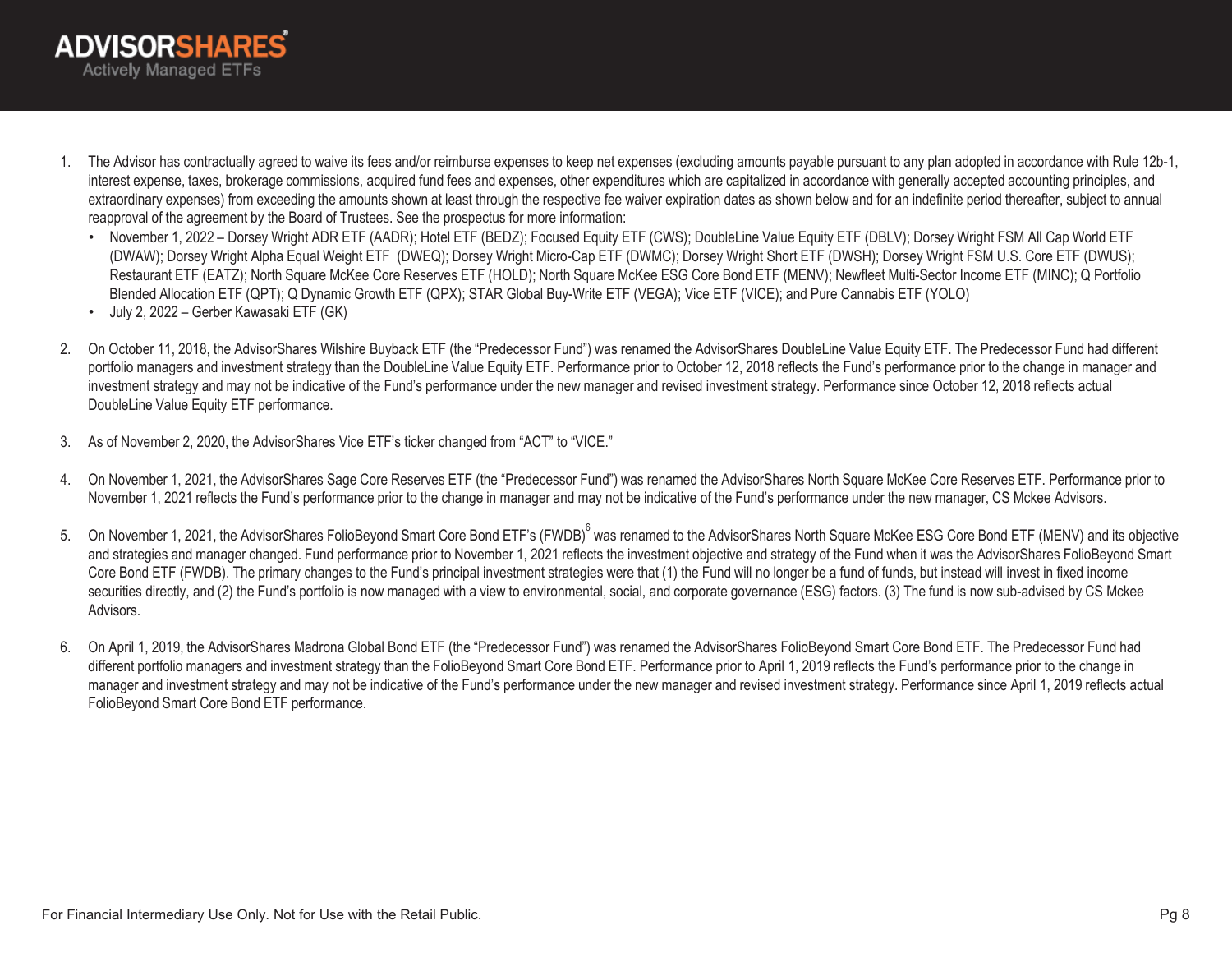1. The Advisor has contractually agreed to waive its fees and/or reimburse expenses to keep net expenses (excluding amounts payable pursuant to any plan adopted in accordance with Rule 12b-1, interest expense, taxes, brokerage commissions, acquired fund fees and expenses, other expenditures which are capitalized in accordance with generally accepted accounting principles, and extraordinary expenses) from exceeding the amounts shown at least through the respective fee waiver expiration dates as shown below and for an indefinite period thereafter, subject to annual reapproval of the agreement by the Board of Trustees. See the prospectus for more information:
   - November 1, 2022 – Dorsey Wright ADR ETF (AADR); Hotel ETF (BEDZ); Focused Equity ETF (CWS); DoubleLine Value Equity ETF (DBLV); Dorsey Wright FSM All Cap World ETF (DWAW); Dorsey Wright Alpha Equal Weight ETF (DWEQ); Dorsey Wright Micro-Cap ETF (DWMC); Dorsey Wright Short ETF (DWSH); Dorsey Wright FSM U.S. Core ETF (DWUS); Restaurant ETF (EATZ); North Square McKee Core Reserves ETF (HOLD); North Square McKee ESG Core Bond ETF (MENV); Newfleet Multi-Sector Income ETF (MINC); Q Portfolio Blended Allocation ETF (QPT); Q Dynamic Growth ETF (QPX); STAR Global Buy-Write ETF (VEGA); Vice ETF (VICE); and Pure Cannabis ETF (YOLO)
   - July 2, 2022 – Gerber Kawasaki ETF (GK)

2. On October 11, 2018, the AdvisorShares Wilshire Buyback ETF (the "Predecessor Fund") was renamed the AdvisorShares DoubleLine Value Equity ETF. The Predecessor Fund had different portfolio managers and investment strategy than the DoubleLine Value Equity ETF. Performance prior to October 12, 2018 reflects the Fund's performance prior to the change in manager and investment strategy and may not be indicative of the Fund's performance under the new manager and revised investment strategy. Performance since October 12, 2018 reflects actual DoubleLine Value Equity ETF performance.

3. As of November 2, 2020, the AdvisorShares Vice ETF's ticker changed from "ACT" to "VICE."

4. On November 1, 2021, the AdvisorShares Sage Core Reserves ETF (the "Predecessor Fund") was renamed the AdvisorShares North Square McKee Core Reserves ETF. Performance prior to November 1, 2021 reflects the Fund's performance prior to the change in manager and may not be indicative of the Fund's performance under the new manager, CS Mckee Advisors.

5. On November 1, 2021, the AdvisorShares FolioBeyond Smart Core Bond ETF's (FWDB)[6] was renamed to the AdvisorShares North Square McKee ESG Core Bond ETF (MENV) and its objective and strategies and manager changed. Fund performance prior to November 1, 2021 reflects the investment objective and strategy of the Fund when it was the AdvisorShares FolioBeyond Smart Core Bond ETF (FWDB). The primary changes to the Fund's principal investment strategies were that (1) the Fund will no longer be a fund of funds, but instead will invest in fixed income securities directly, and (2) the Fund's portfolio is now managed with a view to environmental, social, and corporate governance (ESG) factors. (3) The fund is now sub-advised by CS Mckee Advisors.

6. On April 1, 2019, the AdvisorShares Madrona Global Bond ETF (the "Predecessor Fund") was renamed the AdvisorShares FolioBeyond Smart Core Bond ETF. The Predecessor Fund had different portfolio managers and investment strategy than the FolioBeyond Smart Core Bond ETF. Performance prior to April 1, 2019 reflects the Fund's performance prior to the change in manager and investment strategy and may not be indicative of the Fund's performance under the new manager and revised investment strategy. Performance since April 1, 2019 reflects actual FolioBeyond Smart Core Bond ETF performance.

For Financial Intermediary Use Only. Not for Use with the Retail Public.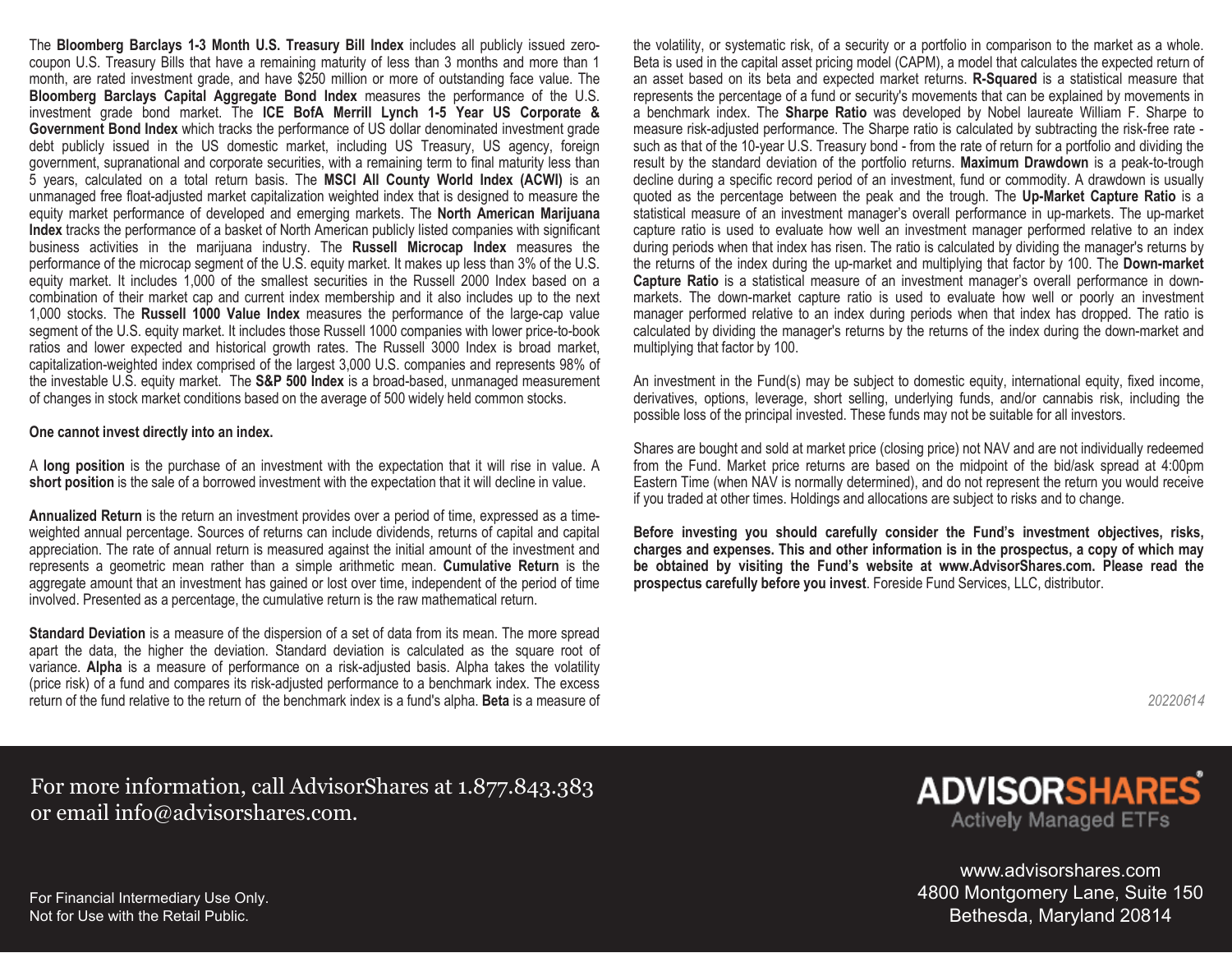The **Bloomberg Barclays 1-3 Month U.S. Treasury Bill Index** includes all publicly issued zero-coupon U.S. Treasury Bills that have a remaining maturity of less than 3 months and more than 1 month, are rated investment grade, and have $250 million or more of outstanding face value. The **Bloomberg Barclays Capital Aggregate Bond Index** measures the performance of the U.S. investment grade bond market. The **ICE BofA Merrill Lynch 1-5 Year US Corporate & Government Bond Index** which tracks the performance of US dollar denominated investment grade debt publicly issued in the US domestic market, including US Treasury, US agency, foreign government, supranational and corporate securities, with a remaining term to final maturity less than 5 years, calculated on a total return basis. The **MSCI All County World Index (ACWI)** is an unmanaged free float-adjusted market capitalization weighted index that is designed to measure the equity market performance of developed and emerging markets. The **North American Marijuana Index** tracks the performance of a basket of North American publicly listed companies with significant business activities in the marijuana industry. The **Russell Microcap Index** measures the performance of the microcap segment of the U.S. equity market. It makes up less than 3% of the U.S. equity market. It includes 1,000 of the smallest securities in the Russell 2000 Index based on a combination of their market cap and current index membership and it also includes up to the next 1,000 stocks. The **Russell 1000 Value Index** measures the performance of the large-cap value segment of the U.S. equity market. It includes those Russell 1000 companies with lower price-to-book ratios and lower expected and historical growth rates. The Russell 3000 Index is broad market, capitalization-weighted index comprised of the largest 3,000 U.S. companies and represents 98% of the investable U.S. equity market. The **S&P 500 Index** is a broad-based, unmanaged measurement of changes in stock market conditions based on the average of 500 widely held common stocks.

**One cannot invest directly into an index.**

A **long position** is the purchase of an investment with the expectation that it will rise in value. A **short position** is the sale of a borrowed investment with the expectation that it will decline in value.

**Annualized Return** is the return an investment provides over a period of time, expressed as a time-weighted annual percentage. Sources of returns can include dividends, returns of capital and capital appreciation. The rate of annual return is measured against the initial amount of the investment and represents a geometric mean rather than a simple arithmetic mean. **Cumulative Return** is the aggregate amount that an investment has gained or lost over time, independent of the period of time involved. Presented as a percentage, the cumulative return is the raw mathematical return.

**Standard Deviation** is a measure of the dispersion of a set of data from its mean. The more spread apart the data, the higher the deviation. Standard deviation is calculated as the square root of variance. **Alpha** is a measure of performance on a risk-adjusted basis. Alpha takes the volatility (price risk) of a fund and compares its risk-adjusted performance to a benchmark index. The excess return of the fund relative to the return of the benchmark index is a fund's alpha. **Beta** is a measure of the volatility, or systematic risk, of a security or a portfolio in comparison to the market as a whole. Beta is used in the capital asset pricing model (CAPM), a model that calculates the expected return of an asset based on its beta and expected market returns. **R-Squared** is a statistical measure that represents the percentage of a fund or security's movements that can be explained by movements in a benchmark index. The **Sharpe Ratio** was developed by Nobel laureate William F. Sharpe to measure risk-adjusted performance. The Sharpe ratio is calculated by subtracting the risk-free rate - such as that of the 10-year U.S. Treasury bond - from the rate of return for a portfolio and dividing the result by the standard deviation of the portfolio returns. **Maximum Drawdown** is a peak-to-trough decline during a specific record period of an investment, fund or commodity. A drawdown is usually quoted as the percentage between the peak and the trough. The **Up-Market Capture Ratio** is a statistical measure of an investment manager's overall performance in up-markets. The up-market capture ratio is used to evaluate how well an investment manager performed relative to an index during periods when that index has risen. The ratio is calculated by dividing the manager's returns by the returns of the index during the up-market and multiplying that factor by 100. The **Down-market Capture Ratio** is a statistical measure of an investment manager's overall performance in down-markets. The down-market capture ratio is used to evaluate how well or poorly an investment manager performed relative to an index during periods when that index has dropped. The ratio is calculated by dividing the manager's returns by the returns of the index during the down-market and multiplying that factor by 100.

An investment in the Fund(s) may be subject to domestic equity, international equity, fixed income, derivatives, options, leverage, short selling, underlying funds, and/or cannabis risk, including the possible loss of the principal invested. These funds may not be suitable for all investors.

Shares are bought and sold at market price (closing price) not NAV and are not individually redeemed from the Fund. Market price returns are based on the midpoint of the bid/ask spread at 4:00pm Eastern Time (when NAV is normally determined), and do not represent the return you would receive if you traded at other times. Holdings and allocations are subject to risks and to change.

**Before investing you should carefully consider the Fund's investment objectives, risks, charges and expenses. This and other information is in the prospectus, a copy of which may be obtained by visiting the Fund's website at www.AdvisorShares.com. Please read the prospectus carefully before you invest**. Foreside Fund Services, LLC, distributor.

*20220614*

For more information, call AdvisorShares at 1.877.843.383
or email info@advisorshares.com.

**ADVISORSHARES**®
Actively Managed ETFs

www.advisorshares.com
4800 Montgomery Lane, Suite 150
Bethesda, Maryland 20814

For Financial Intermediary Use Only.
Not for Use with the Retail Public.